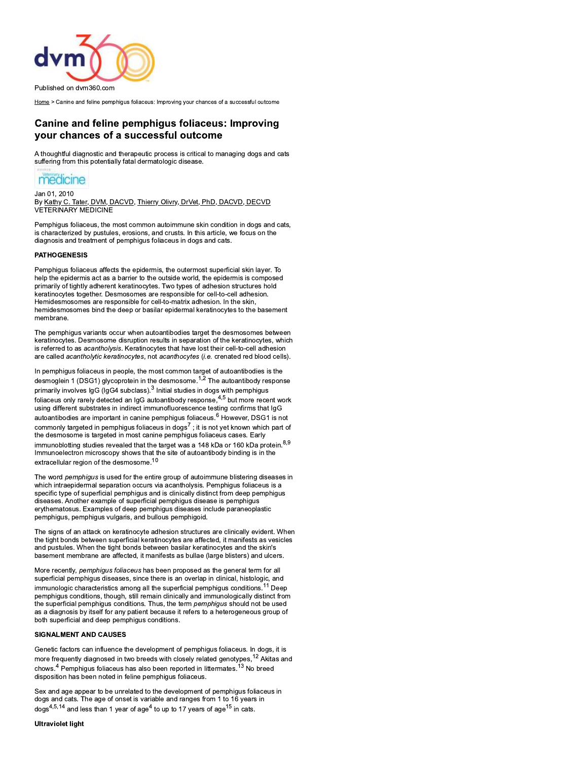Published on dvm360.com

Home > Canine and feline pemphigus foliaceus: Improving your chances of a successful outcome

# Canine and feline pemphigus foliaceus: Improving your chances of a successful outcome

A thoughtful diagnostic and therapeutic process is critical to managing dogs and cats suffering from this potentially fatal dermatologic disease.

Jan 01, 2010
By Kathy C. Tater, DVM, DACVD, Thierry Olivry, DrVet, PhD, DACVD, DECVD
VETERINARY MEDICINE

Pemphigus foliaceus, the most common autoimmune skin condition in dogs and cats, is characterized by pustules, erosions, and crusts. In this article, we focus on the diagnosis and treatment of pemphigus foliaceus in dogs and cats.

**PATHOGENESIS**

Pemphigus foliaceus affects the epidermis, the outermost superficial skin layer. To help the epidermis act as a barrier to the outside world, the epidermis is composed primarily of tightly adherent keratinocytes. Two types of adhesion structures hold keratinocytes together. Desmosomes are responsible for cell-to-cell adhesion. Hemidesmosomes are responsible for cell-to-matrix adhesion. In the skin, hemidesmosomes bind the deep or basilar epidermal keratinocytes to the basement membrane.

The pemphigus variants occur when autoantibodies target the desmosomes between keratinocytes. Desmosome disruption results in separation of the keratinocytes, which is referred to as *acantholysis*. Keratinocytes that have lost their cell-to-cell adhesion are called *acantholytic keratinocytes*, not *acanthocytes* (*i.e.* crenated red blood cells).

In pemphigus foliaceus in people, the most common target of autoantibodies is the desmoglein 1 (DSG1) glycoprotein in the desmosome.[1,2] The autoantibody response primarily involves IgG (IgG4 subclass).[3] Initial studies in dogs with pemphigus foliaceus only rarely detected an IgG autoantibody response,[4,5] but more recent work using different substrates in indirect immunofluorescence testing confirms that IgG autoantibodies are important in canine pemphigus foliaceus.[6] However, DSG1 is not commonly targeted in pemphigus foliaceus in dogs[7] ; it is not yet known which part of the desmosome is targeted in most canine pemphigus foliaceus cases. Early immunoblotting studies revealed that the target was a 148 kDa or 160 kDa protein.[8,9] Immunoelectron microscopy shows that the site of autoantibody binding is in the extracellular region of the desmosome.[10]

The word *pemphigus* is used for the entire group of autoimmune blistering diseases in which intraepidermal separation occurs via acantholysis. Pemphigus foliaceus is a specific type of superficial pemphigus and is clinically distinct from deep pemphigus diseases. Another example of superficial pemphigus disease is pemphigus erythematosus. Examples of deep pemphigus diseases include paraneoplastic pemphigus, pemphigus vulgaris, and bullous pemphigoid.

The signs of an attack on keratinocyte adhesion structures are clinically evident. When the tight bonds between superficial keratinocytes are affected, it manifests as vesicles and pustules. When the tight bonds between basilar keratinocytes and the skin's basement membrane are affected, it manifests as bullae (large blisters) and ulcers.

More recently, *pemphigus foliaceus* has been proposed as the general term for all superficial pemphigus diseases, since there is an overlap in clinical, histologic, and immunologic characteristics among all the superficial pemphigus conditions.[11] Deep pemphigus conditions, though, still remain clinically and immunologically distinct from the superficial pemphigus conditions. Thus, the term *pemphigus* should not be used as a diagnosis by itself for any patient because it refers to a heterogeneous group of both superficial and deep pemphigus conditions.

**SIGNALMENT AND CAUSES**

Genetic factors can influence the development of pemphigus foliaceus. In dogs, it is more frequently diagnosed in two breeds with closely related genotypes,[12] Akitas and chows.[4] Pemphigus foliaceus has also been reported in littermates.[13] No breed disposition has been noted in feline pemphigus foliaceus.

Sex and age appear to be unrelated to the development of pemphigus foliaceus in dogs and cats. The age of onset is variable and ranges from 1 to 16 years in dogs[4,5,14] and less than 1 year of age[4] to up to 17 years of age[15] in cats.

**Ultraviolet light**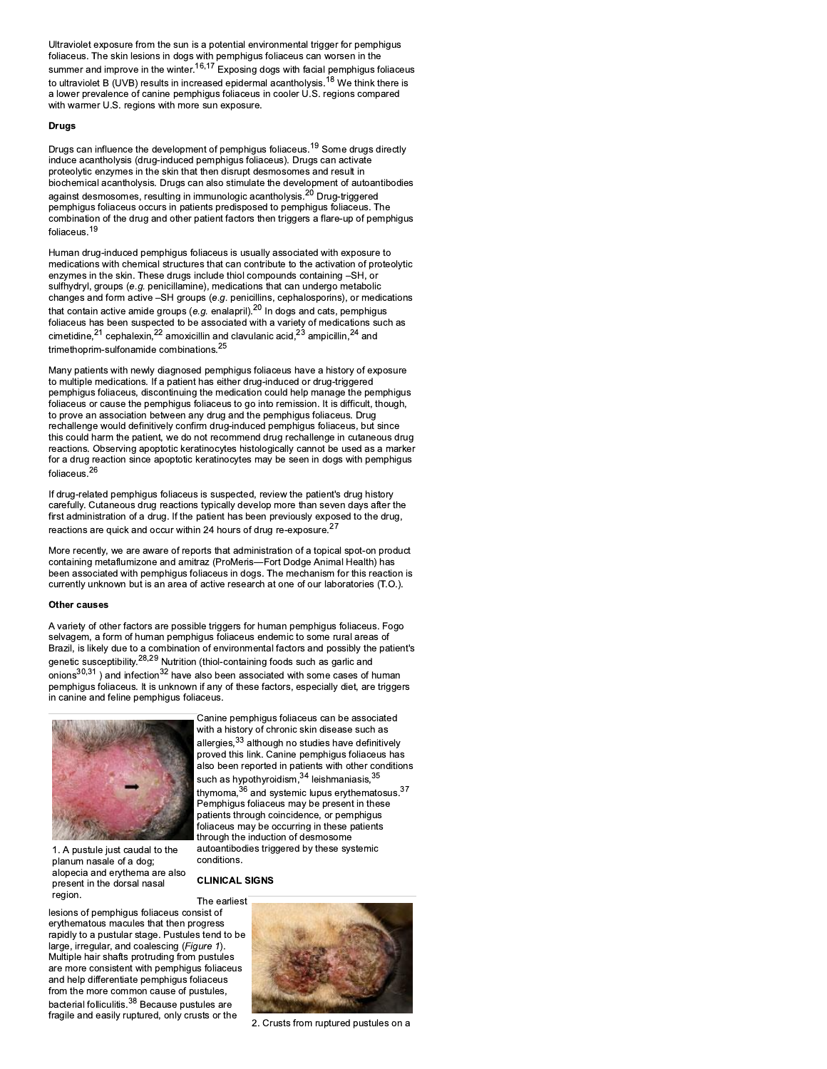Ultraviolet exposure from the sun is a potential environmental trigger for pemphigus foliaceus. The skin lesions in dogs with pemphigus foliaceus can worsen in the summer and improve in the winter.[16,17] Exposing dogs with facial pemphigus foliaceus to ultraviolet B (UVB) results in increased epidermal acantholysis.[18] We think there is a lower prevalence of canine pemphigus foliaceus in cooler U.S. regions compared with warmer U.S. regions with more sun exposure.

**Drugs**

Drugs can influence the development of pemphigus foliaceus.[19] Some drugs directly induce acantholysis (drug-induced pemphigus foliaceus). Drugs can activate proteolytic enzymes in the skin that then disrupt desmosomes and result in biochemical acantholysis. Drugs can also stimulate the development of autoantibodies against desmosomes, resulting in immunologic acantholysis.[20] Drug-triggered pemphigus foliaceus occurs in patients predisposed to pemphigus foliaceus. The combination of the drug and other patient factors then triggers a flare-up of pemphigus foliaceus.[19]

Human drug-induced pemphigus foliaceus is usually associated with exposure to medications with chemical structures that can contribute to the activation of proteolytic enzymes in the skin. These drugs include thiol compounds containing –SH, or sulfhydryl, groups (*e.g.* penicillamine), medications that can undergo metabolic changes and form active –SH groups (*e.g.* penicillins, cephalosporins), or medications that contain active amide groups (*e.g.* enalapril).[20] In dogs and cats, pemphigus foliaceus has been suspected to be associated with a variety of medications such as cimetidine,[21] cephalexin,[22] amoxicillin and clavulanic acid,[23] ampicillin,[24] and trimethoprim-sulfonamide combinations.[25]

Many patients with newly diagnosed pemphigus foliaceus have a history of exposure to multiple medications. If a patient has either drug-induced or drug-triggered pemphigus foliaceus, discontinuing the medication could help manage the pemphigus foliaceus or cause the pemphigus foliaceus to go into remission. It is difficult, though, to prove an association between any drug and the pemphigus foliaceus. Drug rechallenge would definitively confirm drug-induced pemphigus foliaceus, but since this could harm the patient, we do not recommend drug rechallenge in cutaneous drug reactions. Observing apoptotic keratinocytes histologically cannot be used as a marker for a drug reaction since apoptotic keratinocytes may be seen in dogs with pemphigus foliaceus.[26]

If drug-related pemphigus foliaceus is suspected, review the patient's drug history carefully. Cutaneous drug reactions typically develop more than seven days after the first administration of a drug. If the patient has been previously exposed to the drug, reactions are quick and occur within 24 hours of drug re-exposure.[27]

More recently, we are aware of reports that administration of a topical spot-on product containing metaflumizone and amitraz (ProMeris—Fort Dodge Animal Health) has been associated with pemphigus foliaceus in dogs. The mechanism for this reaction is currently unknown but is an area of active research at one of our laboratories (T.O.).

**Other causes**

A variety of other factors are possible triggers for human pemphigus foliaceus. Fogo selvagem, a form of human pemphigus foliaceus endemic to some rural areas of Brazil, is likely due to a combination of environmental factors and possibly the patient's genetic susceptibility.[28,29] Nutrition (thiol-containing foods such as garlic and onions[30,31] ) and infection[32] have also been associated with some cases of human pemphigus foliaceus. It is unknown if any of these factors, especially diet, are triggers in canine and feline pemphigus foliaceus.

1. A pustule just caudal to the planum nasale of a dog; alopecia and erythema are also present in the dorsal nasal region.

Canine pemphigus foliaceus can be associated with a history of chronic skin disease such as allergies,[33] although no studies have definitively proved this link. Canine pemphigus foliaceus has also been reported in patients with other conditions such as hypothyroidism,[34] leishmaniasis,[35] thymoma,[36] and systemic lupus erythematosus.[37] Pemphigus foliaceus may be present in these patients through coincidence, or pemphigus foliaceus may be occurring in these patients through the induction of desmosome autoantibodies triggered by these systemic conditions.

**CLINICAL SIGNS**

The earliest lesions of pemphigus foliaceus consist of erythematous macules that then progress rapidly to a pustular stage. Pustules tend to be large, irregular, and coalescing (*Figure 1*). Multiple hair shafts protruding from pustules are more consistent with pemphigus foliaceus and help differentiate pemphigus foliaceus from the more common cause of pustules, bacterial folliculitis.[38] Because pustules are fragile and easily ruptured, only crusts or the

2. Crusts from ruptured pustules on a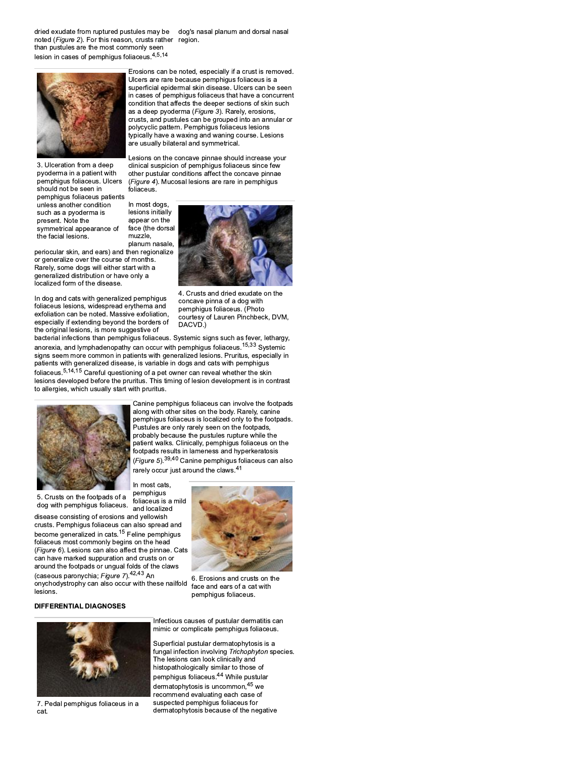dried exudate from ruptured pustules may be noted (*Figure 2*). For this reason, crusts rather than pustules are the most commonly seen lesion in cases of pemphigus foliaceus.[4,5,14]

dog's nasal planum and dorsal nasal region.

3. Ulceration from a deep pyoderma in a patient with pemphigus foliaceus. Ulcers should not be seen in pemphigus foliaceus patients unless another condition such as a pyoderma is present. Note the symmetrical appearance of the facial lesions.

Erosions can be noted, especially if a crust is removed. Ulcers are rare because pemphigus foliaceus is a superficial epidermal skin disease. Ulcers can be seen in cases of pemphigus foliaceus that have a concurrent condition that affects the deeper sections of skin such as a deep pyoderma (*Figure 3*). Rarely, erosions, crusts, and pustules can be grouped into an annular or polycyclic pattern. Pemphigus foliaceus lesions typically have a waxing and waning course. Lesions are usually bilateral and symmetrical.

Lesions on the concave pinnae should increase your clinical suspicion of pemphigus foliaceus since few other pustular conditions affect the concave pinnae (*Figure 4*). Mucosal lesions are rare in pemphigus foliaceus.

In most dogs, lesions initially appear on the face (the dorsal muzzle, planum nasale, periocular skin, and ears) and then regionalize or generalize over the course of months. Rarely, some dogs will either start with a generalized distribution or have only a localized form of the disease.

4. Crusts and dried exudate on the concave pinna of a dog with pemphigus foliaceus. (Photo courtesy of Lauren Pinchbeck, DVM, DACVD.)

In dog and cats with generalized pemphigus foliaceus lesions, widespread erythema and exfoliation can be noted. Massive exfoliation, especially if extending beyond the borders of the original lesions, is more suggestive of bacterial infections than pemphigus foliaceus. Systemic signs such as fever, lethargy, anorexia, and lymphadenopathy can occur with pemphigus foliaceus.[15,33] Systemic signs seem more common in patients with generalized lesions. Pruritus, especially in patients with generalized disease, is variable in dogs and cats with pemphigus foliaceus.[5,14,15] Careful questioning of a pet owner can reveal whether the skin lesions developed before the pruritus. This timing of lesion development is in contrast to allergies, which usually start with pruritus.

Canine pemphigus foliaceus can involve the footpads along with other sites on the body. Rarely, canine pemphigus foliaceus is localized only to the footpads. Pustules are only rarely seen on the footpads, probably because the pustules rupture while the patient walks. Clinically, pemphigus foliaceus on the footpads results in lameness and hyperkeratosis (*Figure 5*).[39,40] Canine pemphigus foliaceus can also rarely occur just around the claws.[41]

5. Crusts on the footpads of a dog with pemphigus foliaceus.

In most cats, pemphigus foliaceus is a mild and localized disease consisting of erosions and yellowish crusts. Pemphigus foliaceus can also spread and become generalized in cats.[15] Feline pemphigus foliaceus most commonly begins on the head (*Figure 6*). Lesions can also affect the pinnae. Cats can have marked suppuration and crusts on or around the footpads or ungual folds of the claws (caseous paronychia; *Figure 7*).[42,43] An onychodystrophy can also occur with these nailfold lesions.

6. Erosions and crusts on the face and ears of a cat with pemphigus foliaceus.

**DIFFERENTIAL DIAGNOSES**

Infectious causes of pustular dermatitis can mimic or complicate pemphigus foliaceus.

Superficial pustular dermatophytosis is a fungal infection involving *Trichophyton* species. The lesions can look clinically and histopathologically similar to those of pemphigus foliaceus.[44] While pustular dermatophytosis is uncommon,[45] we recommend evaluating each case of suspected pemphigus foliaceus for dermatophytosis because of the negative

7. Pedal pemphigus foliaceus in a cat.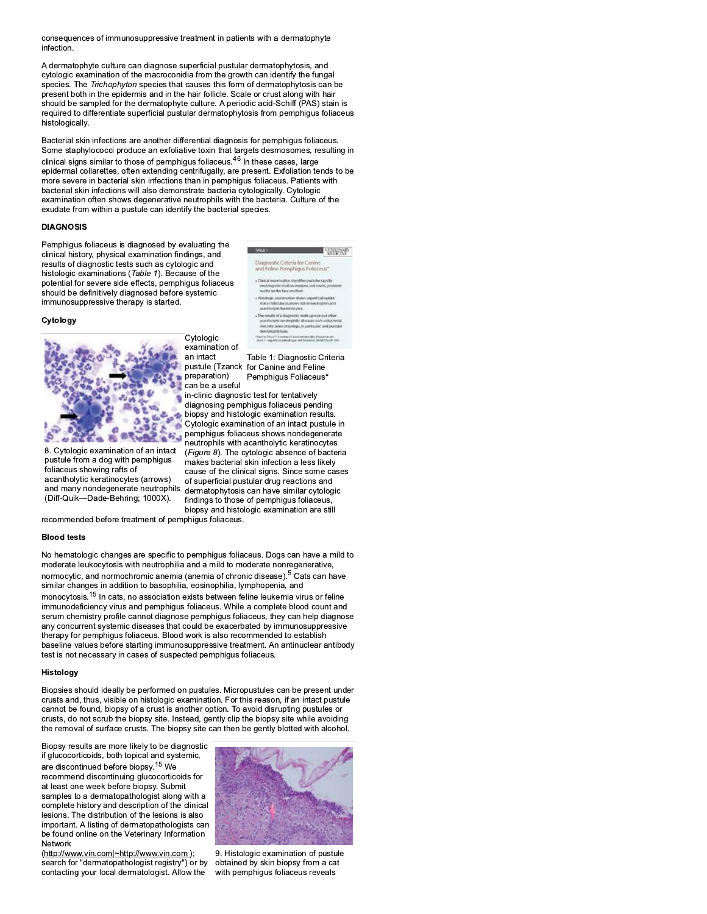consequences of immunosuppressive treatment in patients with a dermatophyte infection.

A dermatophyte culture can diagnose superficial pustular dermatophytosis, and cytologic examination of the macroconidia from the growth can identify the fungal species. The *Trichophyton* species that causes this form of dermatophytosis can be present both in the epidermis and in the hair follicle. Scale or crust along with hair should be sampled for the dermatophyte culture. A periodic acid-Schiff (PAS) stain is required to differentiate superficial pustular dermatophytosis from pemphigus foliaceus histologically.

Bacterial skin infections are another differential diagnosis for pemphigus foliaceus. Some staphylococci produce an exfoliative toxin that targets desmosomes, resulting in clinical signs similar to those of pemphigus foliaceus.[46] In these cases, large epidermal collarettes, often extending centrifugally, are present. Exfoliation tends to be more severe in bacterial skin infections than in pemphigus foliaceus. Patients with bacterial skin infections will also demonstrate bacteria cytologically. Cytologic examination often shows degenerative neutrophils with the bacteria. Culture of the exudate from within a pustule can identify the bacterial species.

### DIAGNOSIS

Pemphigus foliaceus is diagnosed by evaluating the clinical history, physical examination findings, and results of diagnostic tests such as cytologic and histologic examinations (*Table 1*). Because of the potential for severe side effects, pemphigus foliaceus should be definitively diagnosed before systemic immunosuppressive therapy is started.

Table 1: Diagnostic Criteria for Canine and Feline Pemphigus Foliaceus*

#### Cytology

Cytologic examination of an intact pustule (Tzanck preparation) can be a useful in-clinic diagnostic test for tentatively diagnosing pemphigus foliaceus pending biopsy and histologic examination results. Cytologic examination of an intact pustule in pemphigus foliaceus shows nondegenerate neutrophils with acantholytic keratinocytes (*Figure 8*). The cytologic absence of bacteria makes bacterial skin infection a less likely cause of the clinical signs. Since some cases of superficial pustular drug reactions and dermatophytosis can have similar cytologic findings to those of pemphigus foliaceus, biopsy and histologic examination are still recommended before treatment of pemphigus foliaceus.

8. Cytologic examination of an intact pustule from a dog with pemphigus foliaceus showing rafts of acantholytic keratinocytes (arrows) and many nondegenerate neutrophils (Diff-Quik—Dade-Behring; 1000X).

#### Blood tests

No hematologic changes are specific to pemphigus foliaceus. Dogs can have a mild to moderate leukocytosis with neutrophilia and a mild to moderate nonregenerative, normocytic, and normochromic anemia (anemia of chronic disease).[5] Cats can have similar changes in addition to basophilia, eosinophilia, lymphopenia, and monocytosis.[15] In cats, no association exists between feline leukemia virus or feline immunodeficiency virus and pemphigus foliaceus. While a complete blood count and serum chemistry profile cannot diagnose pemphigus foliaceus, they can help diagnose any concurrent systemic diseases that could be exacerbated by immunosuppressive therapy for pemphigus foliaceus. Blood work is also recommended to establish baseline values before starting immunosuppressive treatment. An antinuclear antibody test is not necessary in cases of suspected pemphigus foliaceus.

#### Histology

Biopsies should ideally be performed on pustules. Micropustules can be present under crusts and, thus, visible on histologic examination. For this reason, if an intact pustule cannot be found, biopsy of a crust is another option. To avoid disrupting pustules or crusts, do not scrub the biopsy site. Instead, gently clip the biopsy site while avoiding the removal of surface crusts. The biopsy site can then be gently blotted with alcohol.

Biopsy results are more likely to be diagnostic if glucocorticoids, both topical and systemic, are discontinued before biopsy.[15] We recommend discontinuing glucocorticoids for at least one week before biopsy. Submit samples to a dermatopathologist along with a complete history and description of the clinical lesions. The distribution of the lesions is also important. A listing of dermatopathologists can be found online on the Veterinary Information Network (http://www.vin.com|~http://www.vin.com ); search for "dermatopathologist registry") or by contacting your local dermatologist. Allow the

9. Histologic examination of pustule obtained by skin biopsy from a cat with pemphigus foliaceus reveals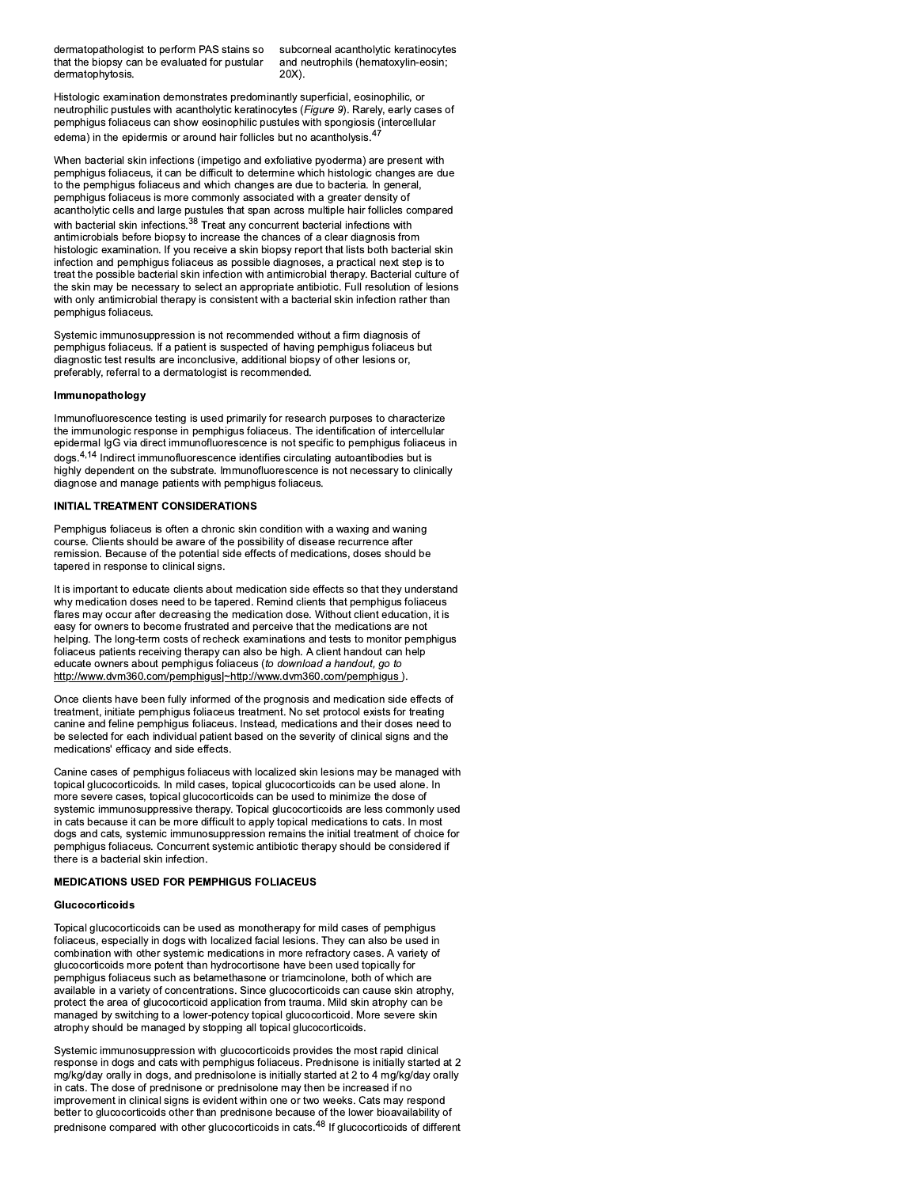dermatopathologist to perform PAS stains so that the biopsy can be evaluated for pustular dermatophytosis.

subcorneal acantholytic keratinocytes and neutrophils (hematoxylin-eosin; 20X).

Histologic examination demonstrates predominantly superficial, eosinophilic, or neutrophilic pustules with acantholytic keratinocytes (*Figure 9*). Rarely, early cases of pemphigus foliaceus can show eosinophilic pustules with spongiosis (intercellular edema) in the epidermis or around hair follicles but no acantholysis.[47]

When bacterial skin infections (impetigo and exfoliative pyoderma) are present with pemphigus foliaceus, it can be difficult to determine which histologic changes are due to the pemphigus foliaceus and which changes are due to bacteria. In general, pemphigus foliaceus is more commonly associated with a greater density of acantholytic cells and large pustules that span across multiple hair follicles compared with bacterial skin infections.[38] Treat any concurrent bacterial infections with antimicrobials before biopsy to increase the chances of a clear diagnosis from histologic examination. If you receive a skin biopsy report that lists both bacterial skin infection and pemphigus foliaceus as possible diagnoses, a practical next step is to treat the possible bacterial skin infection with antimicrobial therapy. Bacterial culture of the skin may be necessary to select an appropriate antibiotic. Full resolution of lesions with only antimicrobial therapy is consistent with a bacterial skin infection rather than pemphigus foliaceus.

Systemic immunosuppression is not recommended without a firm diagnosis of pemphigus foliaceus. If a patient is suspected of having pemphigus foliaceus but diagnostic test results are inconclusive, additional biopsy of other lesions or, preferably, referral to a dermatologist is recommended.

**Immunopathology**

Immunofluorescence testing is used primarily for research purposes to characterize the immunologic response in pemphigus foliaceus. The identification of intercellular epidermal IgG via direct immunofluorescence is not specific to pemphigus foliaceus in dogs.[4,14] Indirect immunofluorescence identifies circulating autoantibodies but is highly dependent on the substrate. Immunofluorescence is not necessary to clinically diagnose and manage patients with pemphigus foliaceus.

**INITIAL TREATMENT CONSIDERATIONS**

Pemphigus foliaceus is often a chronic skin condition with a waxing and waning course. Clients should be aware of the possibility of disease recurrence after remission. Because of the potential side effects of medications, doses should be tapered in response to clinical signs.

It is important to educate clients about medication side effects so that they understand why medication doses need to be tapered. Remind clients that pemphigus foliaceus flares may occur after decreasing the medication dose. Without client education, it is easy for owners to become frustrated and perceive that the medications are not helping. The long-term costs of recheck examinations and tests to monitor pemphigus foliaceus patients receiving therapy can also be high. A client handout can help educate owners about pemphigus foliaceus (*to download a handout, go to* http://www.dvm360.com/pemphigus|~http://www.dvm360.com/pemphigus ).

Once clients have been fully informed of the prognosis and medication side effects of treatment, initiate pemphigus foliaceus treatment. No set protocol exists for treating canine and feline pemphigus foliaceus. Instead, medications and their doses need to be selected for each individual patient based on the severity of clinical signs and the medications' efficacy and side effects.

Canine cases of pemphigus foliaceus with localized skin lesions may be managed with topical glucocorticoids. In mild cases, topical glucocorticoids can be used alone. In more severe cases, topical glucocorticoids can be used to minimize the dose of systemic immunosuppressive therapy. Topical glucocorticoids are less commonly used in cats because it can be more difficult to apply topical medications to cats. In most dogs and cats, systemic immunosuppression remains the initial treatment of choice for pemphigus foliaceus. Concurrent systemic antibiotic therapy should be considered if there is a bacterial skin infection.

**MEDICATIONS USED FOR PEMPHIGUS FOLIACEUS**

**Glucocorticoids**

Topical glucocorticoids can be used as monotherapy for mild cases of pemphigus foliaceus, especially in dogs with localized facial lesions. They can also be used in combination with other systemic medications in more refractory cases. A variety of glucocorticoids more potent than hydrocortisone have been used topically for pemphigus foliaceus such as betamethasone or triamcinolone, both of which are available in a variety of concentrations. Since glucocorticoids can cause skin atrophy, protect the area of glucocorticoid application from trauma. Mild skin atrophy can be managed by switching to a lower-potency topical glucocorticoid. More severe skin atrophy should be managed by stopping all topical glucocorticoids.

Systemic immunosuppression with glucocorticoids provides the most rapid clinical response in dogs and cats with pemphigus foliaceus. Prednisone is initially started at 2 mg/kg/day orally in dogs, and prednisolone is initially started at 2 to 4 mg/kg/day orally in cats. The dose of prednisone or prednisolone may then be increased if no improvement in clinical signs is evident within one or two weeks. Cats may respond better to glucocorticoids other than prednisone because of the lower bioavailability of prednisone compared with other glucocorticoids in cats.[48] If glucocorticoids of different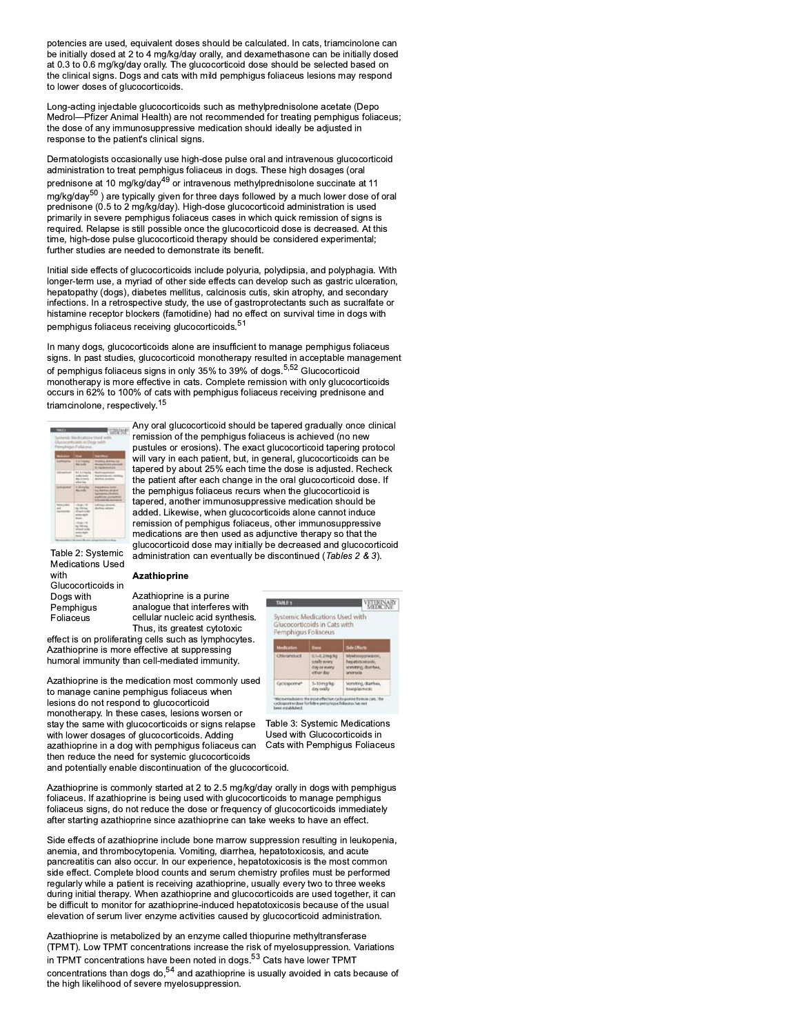potencies are used, equivalent doses should be calculated. In cats, triamcinolone can be initially dosed at 2 to 4 mg/kg/day orally, and dexamethasone can be initially dosed at 0.3 to 0.6 mg/kg/day orally. The glucocorticoid dose should be selected based on the clinical signs. Dogs and cats with mild pemphigus foliaceus lesions may respond to lower doses of glucocorticoids.

Long-acting injectable glucocorticoids such as methylprednisolone acetate (Depo Medrol—Pfizer Animal Health) are not recommended for treating pemphigus foliaceus; the dose of any immunosuppressive medication should ideally be adjusted in response to the patient's clinical signs.

Dermatologists occasionally use high-dose pulse oral and intravenous glucocorticoid administration to treat pemphigus foliaceus in dogs. These high dosages (oral prednisone at 10 mg/kg/day[49] or intravenous methylprednisolone succinate at 11 mg/kg/day[50] ) are typically given for three days followed by a much lower dose of oral prednisone (0.5 to 2 mg/kg/day). High-dose glucocorticoid administration is used primarily in severe pemphigus foliaceus cases in which quick remission of signs is required. Relapse is still possible once the glucocorticoid dose is decreased. At this time, high-dose pulse glucocorticoid therapy should be considered experimental; further studies are needed to demonstrate its benefit.

Initial side effects of glucocorticoids include polyuria, polydipsia, and polyphagia. With longer-term use, a myriad of other side effects can develop such as gastric ulceration, hepatopathy (dogs), diabetes mellitus, calcinosis cutis, skin atrophy, and secondary infections. In a retrospective study, the use of gastroprotectants such as sucralfate or histamine receptor blockers (famotidine) had no effect on survival time in dogs with pemphigus foliaceus receiving glucocorticoids.[51]

In many dogs, glucocorticoids alone are insufficient to manage pemphigus foliaceus signs. In past studies, glucocorticoid monotherapy resulted in acceptable management of pemphigus foliaceus signs in only 35% to 39% of dogs.[5,52] Glucocorticoid monotherapy is more effective in cats. Complete remission with only glucocorticoids occurs in 62% to 100% of cats with pemphigus foliaceus receiving prednisone and triamcinolone, respectively.[15]

Table 2: Systemic Medications Used with Glucocorticoids in Dogs with Pemphigus Foliaceus

Any oral glucocorticoid should be tapered gradually once clinical remission of the pemphigus foliaceus is achieved (no new pustules or erosions). The exact glucocorticoid tapering protocol will vary in each patient, but, in general, glucocorticoids can be tapered by about 25% each time the dose is adjusted. Recheck the patient after each change in the oral glucocorticoid dose. If the pemphigus foliaceus recurs when the glucocorticoid is tapered, another immunosuppressive medication should be added. Likewise, when glucocorticoids alone cannot induce remission of pemphigus foliaceus, other immunosuppressive medications are then used as adjunctive therapy so that the glucocorticoid dose may initially be decreased and glucocorticoid administration can eventually be discontinued (*Tables 2 & 3*).

### Azathioprine

Azathioprine is a purine analogue that interferes with cellular nucleic acid synthesis. Thus, its greatest cytotoxic effect is on proliferating cells such as lymphocytes. Azathioprine is more effective at suppressing humoral immunity than cell-mediated immunity.

**TABLE 3**
**Systemic Medications Used with Glucocorticoids in Cats with Pemphigus Foliaceus**

| Medication | Dose | Side Effects |
|---|---|---|
| Chlorambucil | 0.1–0.2 mg/kg orally every day or every other day | Myelosuppression, hepatotoxicosis, vomiting, diarrhea, anorexia |
| Cyclosporine* | 5–10 mg/kg/day orally | Vomiting, diarrhea, toxoplasmosis |

*Microemulsion is the most effective cyclosporine form in cats. The cyclosporine dose for feline pemphigus foliaceus has not been established.

Table 3: Systemic Medications Used with Glucocorticoids in Cats with Pemphigus Foliaceus

Azathioprine is the medication most commonly used to manage canine pemphigus foliaceus when lesions do not respond to glucocorticoid monotherapy. In these cases, lesions worsen or stay the same with glucocorticoids or signs relapse with lower dosages of glucocorticoids. Adding azathioprine in a dog with pemphigus foliaceus can then reduce the need for systemic glucocorticoids and potentially enable discontinuation of the glucocorticoid.

Azathioprine is commonly started at 2 to 2.5 mg/kg/day orally in dogs with pemphigus foliaceus. If azathioprine is being used with glucocorticoids to manage pemphigus foliaceus signs, do not reduce the dose or frequency of glucocorticoids immediately after starting azathioprine since azathioprine can take weeks to have an effect.

Side effects of azathioprine include bone marrow suppression resulting in leukopenia, anemia, and thrombocytopenia. Vomiting, diarrhea, hepatotoxicosis, and acute pancreatitis can also occur. In our experience, hepatotoxicosis is the most common side effect. Complete blood counts and serum chemistry profiles must be performed regularly while a patient is receiving azathioprine, usually every two to three weeks during initial therapy. When azathioprine and glucocorticoids are used together, it can be difficult to monitor for azathioprine-induced hepatotoxicosis because of the usual elevation of serum liver enzyme activities caused by glucocorticoid administration.

Azathioprine is metabolized by an enzyme called thiopurine methyltransferase (TPMT). Low TPMT concentrations increase the risk of myelosuppression. Variations in TPMT concentrations have been noted in dogs.[53] Cats have lower TPMT concentrations than dogs do,[54] and azathioprine is usually avoided in cats because of the high likelihood of severe myelosuppression.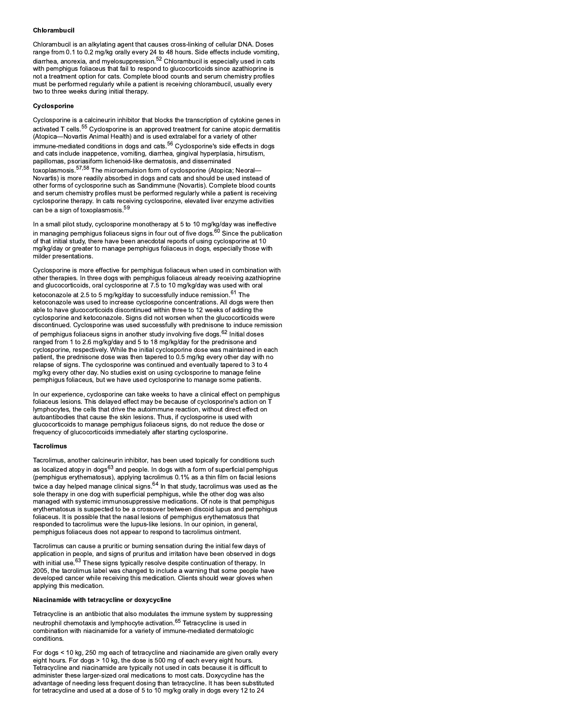### Chlorambucil

Chlorambucil is an alkylating agent that causes cross-linking of cellular DNA. Doses range from 0.1 to 0.2 mg/kg orally every 24 to 48 hours. Side effects include vomiting, diarrhea, anorexia, and myelosuppression.[52] Chlorambucil is especially used in cats with pemphigus foliaceus that fail to respond to glucocorticoids since azathioprine is not a treatment option for cats. Complete blood counts and serum chemistry profiles must be performed regularly while a patient is receiving chlorambucil, usually every two to three weeks during initial therapy.

### Cyclosporine

Cyclosporine is a calcineurin inhibitor that blocks the transcription of cytokine genes in activated T cells.[55] Cyclosporine is an approved treatment for canine atopic dermatitis (Atopica—Novartis Animal Health) and is used extralabel for a variety of other immune-mediated conditions in dogs and cats.[56] Cyclosporine's side effects in dogs and cats include inappetence, vomiting, diarrhea, gingival hyperplasia, hirsutism, papillomas, psoriasiform lichenoid-like dermatosis, and disseminated toxoplasmosis.[57,58] The microemulsion form of cyclosporine (Atopica; Neoral—Novartis) is more readily absorbed in dogs and cats and should be used instead of other forms of cyclosporine such as Sandimmune (Novartis). Complete blood counts and serum chemistry profiles must be performed regularly while a patient is receiving cyclosporine therapy. In cats receiving cyclosporine, elevated liver enzyme activities can be a sign of toxoplasmosis.[59]

In a small pilot study, cyclosporine monotherapy at 5 to 10 mg/kg/day was ineffective in managing pemphigus foliaceus signs in four out of five dogs.[60] Since the publication of that initial study, there have been anecdotal reports of using cyclosporine at 10 mg/kg/day or greater to manage pemphigus foliaceus in dogs, especially those with milder presentations.

Cyclosporine is more effective for pemphigus foliaceus when used in combination with other therapies. In three dogs with pemphigus foliaceus already receiving azathioprine and glucocorticoids, oral cyclosporine at 7.5 to 10 mg/kg/day was used with oral ketoconazole at 2.5 to 5 mg/kg/day to successfully induce remission.[61] The ketoconazole was used to increase cyclosporine concentrations. All dogs were then able to have glucocorticoids discontinued within three to 12 weeks of adding the cyclosporine and ketoconazole. Signs did not worsen when the glucocorticoids were discontinued. Cyclosporine was used successfully with prednisone to induce remission of pemphigus foliaceus signs in another study involving five dogs.[62] Initial doses ranged from 1 to 2.6 mg/kg/day and 5 to 18 mg/kg/day for the prednisone and cyclosporine, respectively. While the initial cyclosporine dose was maintained in each patient, the prednisone dose was then tapered to 0.5 mg/kg every other day with no relapse of signs. The cyclosporine was continued and eventually tapered to 3 to 4 mg/kg every other day. No studies exist on using cyclosporine to manage feline pemphigus foliaceus, but we have used cyclosporine to manage some patients.

In our experience, cyclosporine can take weeks to have a clinical effect on pemphigus foliaceus lesions. This delayed effect may be because of cyclosporine's action on T lymphocytes, the cells that drive the autoimmune reaction, without direct effect on autoantibodies that cause the skin lesions. Thus, if cyclosporine is used with glucocorticoids to manage pemphigus foliaceus signs, do not reduce the dose or frequency of glucocorticoids immediately after starting cyclosporine.

### Tacrolimus

Tacrolimus, another calcineurin inhibitor, has been used topically for conditions such as localized atopy in dogs[63] and people. In dogs with a form of superficial pemphigus (pemphigus erythematosus), applying tacrolimus 0.1% as a thin film on facial lesions twice a day helped manage clinical signs.[64] In that study, tacrolimus was used as the sole therapy in one dog with superficial pemphigus, while the other dog was also managed with systemic immunosuppressive medications. Of note is that pemphigus erythematosus is suspected to be a crossover between discoid lupus and pemphigus foliaceus. It is possible that the nasal lesions of pemphigus erythematosus that responded to tacrolimus were the lupus-like lesions. In our opinion, in general, pemphigus foliaceus does not appear to respond to tacrolimus ointment.

Tacrolimus can cause a pruritic or burning sensation during the initial few days of application in people, and signs of pruritus and irritation have been observed in dogs with initial use.[63] These signs typically resolve despite continuation of therapy. In 2005, the tacrolimus label was changed to include a warning that some people have developed cancer while receiving this medication. Clients should wear gloves when applying this medication.

### Niacinamide with tetracycline or doxycycline

Tetracycline is an antibiotic that also modulates the immune system by suppressing neutrophil chemotaxis and lymphocyte activation.[65] Tetracycline is used in combination with niacinamide for a variety of immune-mediated dermatologic conditions.

For dogs < 10 kg, 250 mg each of tetracycline and niacinamide are given orally every eight hours. For dogs > 10 kg, the dose is 500 mg of each every eight hours. Tetracycline and niacinamide are typically not used in cats because it is difficult to administer these larger-sized oral medications to most cats. Doxycycline has the advantage of needing less frequent dosing than tetracycline. It has been substituted for tetracycline and used at a dose of 5 to 10 mg/kg orally in dogs every 12 to 24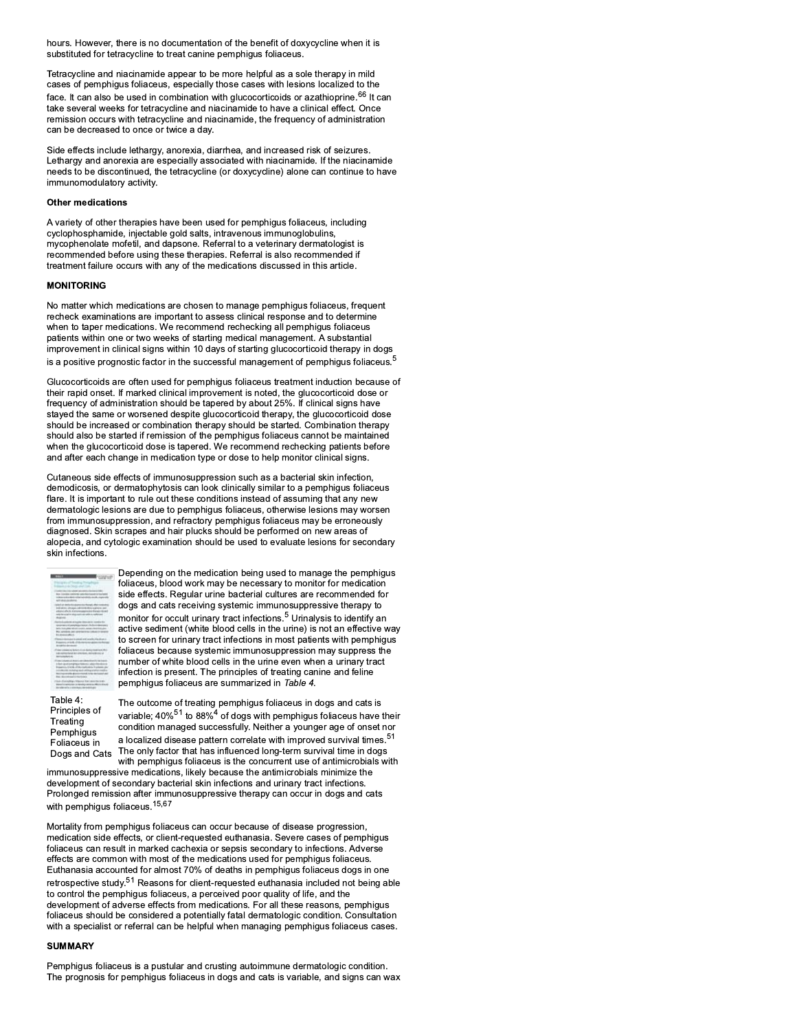hours. However, there is no documentation of the benefit of doxycycline when it is substituted for tetracycline to treat canine pemphigus foliaceus.

Tetracycline and niacinamide appear to be more helpful as a sole therapy in mild cases of pemphigus foliaceus, especially those cases with lesions localized to the face. It can also be used in combination with glucocorticoids or azathioprine.[66] It can take several weeks for tetracycline and niacinamide to have a clinical effect. Once remission occurs with tetracycline and niacinamide, the frequency of administration can be decreased to once or twice a day.

Side effects include lethargy, anorexia, diarrhea, and increased risk of seizures. Lethargy and anorexia are especially associated with niacinamide. If the niacinamide needs to be discontinued, the tetracycline (or doxycycline) alone can continue to have immunomodulatory activity.

**Other medications**

A variety of other therapies have been used for pemphigus foliaceus, including cyclophosphamide, injectable gold salts, intravenous immunoglobulins, mycophenolate mofetil, and dapsone. Referral to a veterinary dermatologist is recommended before using these therapies. Referral is also recommended if treatment failure occurs with any of the medications discussed in this article.

**MONITORING**

No matter which medications are chosen to manage pemphigus foliaceus, frequent recheck examinations are important to assess clinical response and to determine when to taper medications. We recommend rechecking all pemphigus foliaceus patients within one or two weeks of starting medical management. A substantial improvement in clinical signs within 10 days of starting glucocorticoid therapy in dogs is a positive prognostic factor in the successful management of pemphigus foliaceus.[5]

Glucocorticoids are often used for pemphigus foliaceus treatment induction because of their rapid onset. If marked clinical improvement is noted, the glucocorticoid dose or frequency of administration should be tapered by about 25%. If clinical signs have stayed the same or worsened despite glucocorticoid therapy, the glucocorticoid dose should be increased or combination therapy should be started. Combination therapy should also be started if remission of the pemphigus foliaceus cannot be maintained when the glucocorticoid dose is tapered. We recommend rechecking patients before and after each change in medication type or dose to help monitor clinical signs.

Cutaneous side effects of immunosuppression such as a bacterial skin infection, demodicosis, or dermatophytosis can look clinically similar to a pemphigus foliaceus flare. It is important to rule out these conditions instead of assuming that any new dermatologic lesions are due to pemphigus foliaceus, otherwise lesions may worsen from immunosuppression, and refractory pemphigus foliaceus may be erroneously diagnosed. Skin scrapes and hair plucks should be performed on new areas of alopecia, and cytologic examination should be used to evaluate lesions for secondary skin infections.

Depending on the medication being used to manage the pemphigus foliaceus, blood work may be necessary to monitor for medication side effects. Regular urine bacterial cultures are recommended for dogs and cats receiving systemic immunosuppressive therapy to monitor for occult urinary tract infections.[5] Urinalysis to identify an active sediment (white blood cells in the urine) is not an effective way to screen for urinary tract infections in most patients with pemphigus foliaceus because systemic immunosuppression may suppress the number of white blood cells in the urine even when a urinary tract infection is present. The principles of treating canine and feline pemphigus foliaceus are summarized in *Table 4.*

Table 4: Principles of Treating Pemphigus Foliaceus in Dogs and Cats

The outcome of treating pemphigus foliaceus in dogs and cats is variable; 40%[51] to 88%[4] of dogs with pemphigus foliaceus have their condition managed successfully. Neither a younger age of onset nor a localized disease pattern correlate with improved survival times.[51] The only factor that has influenced long-term survival time in dogs with pemphigus foliaceus is the concurrent use of antimicrobials with immunosuppressive medications, likely because the antimicrobials minimize the development of secondary bacterial skin infections and urinary tract infections. Prolonged remission after immunosuppressive therapy can occur in dogs and cats with pemphigus foliaceus.[15,67]

Mortality from pemphigus foliaceus can occur because of disease progression, medication side effects, or client-requested euthanasia. Severe cases of pemphigus foliaceus can result in marked cachexia or sepsis secondary to infections. Adverse effects are common with most of the medications used for pemphigus foliaceus. Euthanasia accounted for almost 70% of deaths in pemphigus foliaceus dogs in one retrospective study.[51] Reasons for client-requested euthanasia included not being able to control the pemphigus foliaceus, a perceived poor quality of life, and the development of adverse effects from medications. For all these reasons, pemphigus foliaceus should be considered a potentially fatal dermatologic condition. Consultation with a specialist or referral can be helpful when managing pemphigus foliaceus cases.

**SUMMARY**

Pemphigus foliaceus is a pustular and crusting autoimmune dermatologic condition. The prognosis for pemphigus foliaceus in dogs and cats is variable, and signs can wax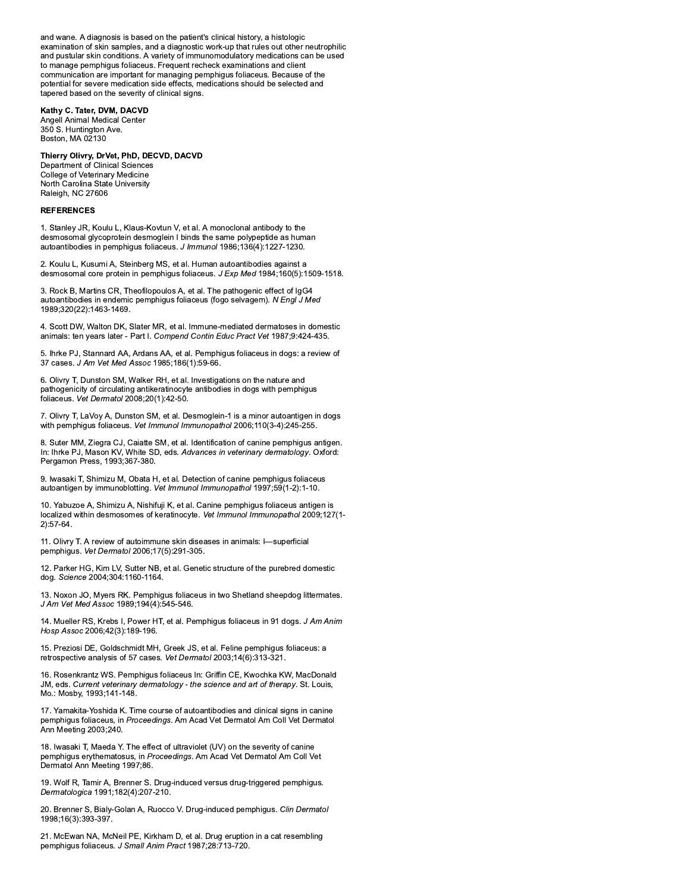and wane. A diagnosis is based on the patient's clinical history, a histologic examination of skin samples, and a diagnostic work-up that rules out other neutrophilic and pustular skin conditions. A variety of immunomodulatory medications can be used to manage pemphigus foliaceus. Frequent recheck examinations and client communication are important for managing pemphigus foliaceus. Because of the potential for severe medication side effects, medications should be selected and tapered based on the severity of clinical signs.

**Kathy C. Tater, DVM, DACVD**
Angell Animal Medical Center
350 S. Huntington Ave.
Boston, MA 02130

**Thierry Olivry, DrVet, PhD, DECVD, DACVD**
Department of Clinical Sciences
College of Veterinary Medicine
North Carolina State University
Raleigh, NC 27606

**REFERENCES**

1. Stanley JR, Koulu L, Klaus-Kovtun V, et al. A monoclonal antibody to the desmosomal glycoprotein desmoglein I binds the same polypeptide as human autoantibodies in pemphigus foliaceus. *J Immunol* 1986;136(4):1227-1230.

2. Koulu L, Kusumi A, Steinberg MS, et al. Human autoantibodies against a desmosomal core protein in pemphigus foliaceus. *J Exp Med* 1984;160(5):1509-1518.

3. Rock B, Martins CR, Theofilopoulos A, et al. The pathogenic effect of IgG4 autoantibodies in endemic pemphigus foliaceus (fogo selvagem). *N Engl J Med* 1989;320(22):1463-1469.

4. Scott DW, Walton DK, Slater MR, et al. Immune-mediated dermatoses in domestic animals: ten years later - Part I. *Compend Contin Educ Pract Vet* 1987;9:424-435.

5. Ihrke PJ, Stannard AA, Ardans AA, et al. Pemphigus foliaceus in dogs: a review of 37 cases. *J Am Vet Med Assoc* 1985;186(1):59-66.

6. Olivry T, Dunston SM, Walker RH, et al. Investigations on the nature and pathogenicity of circulating antikeratinocyte antibodies in dogs with pemphigus foliaceus. *Vet Dermatol* 2008;20(1):42-50.

7. Olivry T, LaVoy A, Dunston SM, et al. Desmoglein-1 is a minor autoantigen in dogs with pemphigus foliaceus. *Vet Immunol Immunopathol* 2006;110(3-4):245-255.

8. Suter MM, Ziegra CJ, Caiatte SM, et al. Identification of canine pemphigus antigen. In: Ihrke PJ, Mason KV, White SD, eds. *Advances in veterinary dermatology*. Oxford: Pergamon Press, 1993;367-380.

9. Iwasaki T, Shimizu M, Obata H, et al. Detection of canine pemphigus foliaceus autoantigen by immunoblotting. *Vet Immunol Immunopathol* 1997;59(1-2):1-10.

10. Yabuzoe A, Shimizu A, Nishifuji K, et al. Canine pemphigus foliaceus antigen is localized within desmosomes of keratinocyte. *Vet Immunol Immunopathol* 2009;127(1-2):57-64.

11. Olivry T. A review of autoimmune skin diseases in animals: I—superficial pemphigus. *Vet Dermatol* 2006;17(5):291-305.

12. Parker HG, Kim LV, Sutter NB, et al. Genetic structure of the purebred domestic dog. *Science* 2004;304:1160-1164.

13. Noxon JO, Myers RK. Pemphigus foliaceus in two Shetland sheepdog littermates. *J Am Vet Med Assoc* 1989;194(4):545-546.

14. Mueller RS, Krebs I, Power HT, et al. Pemphigus foliaceus in 91 dogs. *J Am Anim Hosp Assoc* 2006;42(3):189-196.

15. Preziosi DE, Goldschmidt MH, Greek JS, et al. Feline pemphigus foliaceus: a retrospective analysis of 57 cases. *Vet Dermatol* 2003;14(6):313-321.

16. Rosenkrantz WS. Pemphigus foliaceus In: Griffin CE, Kwochka KW, MacDonald JM, eds. *Current veterinary dermatology - the science and art of therapy*. St. Louis, Mo.: Mosby, 1993;141-148.

17. Yamakita-Yoshida K. Time course of autoantibodies and clinical signs in canine pemphigus foliaceus, in *Proceedings*. Am Acad Vet Dermatol Am Coll Vet Dermatol Ann Meeting 2003;240.

18. Iwasaki T, Maeda Y. The effect of ultraviolet (UV) on the severity of canine pemphigus erythematosus, in *Proceedings*. Am Acad Vet Dermatol Am Coll Vet Dermatol Ann Meeting 1997;86.

19. Wolf R, Tamir A, Brenner S. Drug-induced versus drug-triggered pemphigus. *Dermatologica* 1991;182(4):207-210.

20. Brenner S, Bialy-Golan A, Ruocco V. Drug-induced pemphigus. *Clin Dermatol* 1998;16(3):393-397.

21. McEwan NA, McNeil PE, Kirkham D, et al. Drug eruption in a cat resembling pemphigus foliaceus. *J Small Anim Pract* 1987;28:713-720.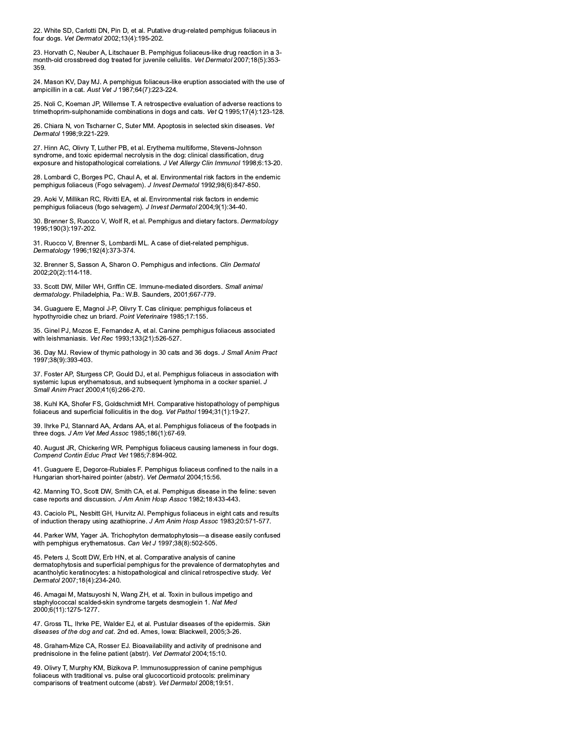22. White SD, Carlotti DN, Pin D, et al. Putative drug-related pemphigus foliaceus in four dogs. *Vet Dermatol* 2002;13(4):195-202.

23. Horvath C, Neuber A, Litschauer B. Pemphigus foliaceus-like drug reaction in a 3-month-old crossbreed dog treated for juvenile cellulitis. *Vet Dermatol* 2007;18(5):353-359.

24. Mason KV, Day MJ. A pemphigus foliaceus-like eruption associated with the use of ampicillin in a cat. *Aust Vet J* 1987;64(7):223-224.

25. Noli C, Koeman JP, Willemse T. A retrospective evaluation of adverse reactions to trimethoprim-sulphonamide combinations in dogs and cats. *Vet Q* 1995;17(4):123-128.

26. Chiara N, von Tscharner C, Suter MM. Apoptosis in selected skin diseases. *Vet Dermatol* 1998;9:221-229.

27. Hinn AC, Olivry T, Luther PB, et al. Erythema multiforme, Stevens-Johnson syndrome, and toxic epidermal necrolysis in the dog: clinical classification, drug exposure and histopathological correlations. *J Vet Allergy Clin Immunol* 1998;6:13-20.

28. Lombardi C, Borges PC, Chaul A, et al. Environmental risk factors in the endemic pemphigus foliaceus (Fogo selvagem). *J Invest Dermatol* 1992;98(6):847-850.

29. Aoki V, Millikan RC, Rivitti EA, et al. Environmental risk factors in endemic pemphigus foliaceus (fogo selvagem). *J Invest Dermatol* 2004;9(1):34-40.

30. Brenner S, Ruocco V, Wolf R, et al. Pemphigus and dietary factors. *Dermatology* 1995;190(3):197-202.

31. Ruocco V, Brenner S, Lombardi ML. A case of diet-related pemphigus. *Dermatology* 1996;192(4):373-374.

32. Brenner S, Sasson A, Sharon O. Pemphigus and infections. *Clin Dermatol* 2002;20(2):114-118.

33. Scott DW, Miller WH, Griffin CE. Immune-mediated disorders. *Small animal dermatology*. Philadelphia, Pa.: W.B. Saunders, 2001;667-779.

34. Guaguere E, Magnol J-P, Olivry T. Cas clinique: pemphigus foliaceus et hypothyroidie chez un briard. *Point Veterinaire* 1985;17:155.

35. Ginel PJ, Mozos E, Fernandez A, et al. Canine pemphigus foliaceus associated with leishmaniasis. *Vet Rec* 1993;133(21):526-527.

36. Day MJ. Review of thymic pathology in 30 cats and 36 dogs. *J Small Anim Pract* 1997;38(9):393-403.

37. Foster AP, Sturgess CP, Gould DJ, et al. Pemphigus foliaceus in association with systemic lupus erythematosus, and subsequent lymphoma in a cocker spaniel. *J Small Anim Pract* 2000;41(6):266-270.

38. Kuhl KA, Shofer FS, Goldschmidt MH. Comparative histopathology of pemphigus foliaceus and superficial folliculitis in the dog. *Vet Pathol* 1994;31(1):19-27.

39. Ihrke PJ, Stannard AA, Ardans AA, et al. Pemphigus foliaceus of the footpads in three dogs. *J Am Vet Med Assoc* 1985;186(1):67-69.

40. August JR, Chickering WR. Pemphigus foliaceus causing lameness in four dogs. *Compend Contin Educ Pract Vet* 1985;7:894-902.

41. Guaguere E, Degorce-Rubiales F. Pemphigus foliaceus confined to the nails in a Hungarian short-haired pointer (abstr). *Vet Dermatol* 2004;15:56.

42. Manning TO, Scott DW, Smith CA, et al. Pemphigus disease in the feline: seven case reports and discussion. *J Am Anim Hosp Assoc* 1982;18:433-443.

43. Caciolo PL, Nesbitt GH, Hurvitz AI. Pemphigus foliaceus in eight cats and results of induction therapy using azathioprine. *J Am Anim Hosp Assoc* 1983;20:571-577.

44. Parker WM, Yager JA. Trichophyton dermatophytosis—a disease easily confused with pemphigus erythematosus. *Can Vet J* 1997;38(8):502-505.

45. Peters J, Scott DW, Erb HN, et al. Comparative analysis of canine dermatophytosis and superficial pemphigus for the prevalence of dermatophytes and acantholytic keratinocytes: a histopathological and clinical retrospective study. *Vet Dermatol* 2007;18(4):234-240.

46. Amagai M, Matsuyoshi N, Wang ZH, et al. Toxin in bullous impetigo and staphylococcal scalded-skin syndrome targets desmoglein 1. *Nat Med* 2000;6(11):1275-1277.

47. Gross TL, Ihrke PE, Walder EJ, et al. Pustular diseases of the epidermis. *Skin diseases of the dog and cat.* 2nd ed. Ames, Iowa: Blackwell, 2005;3-26.

48. Graham-Mize CA, Rosser EJ. Bioavailability and activity of prednisone and prednisolone in the feline patient (abstr). *Vet Dermatol* 2004;15:10.

49. Olivry T, Murphy KM, Bizikova P. Immunosuppression of canine pemphigus foliaceus with traditional vs. pulse oral glucocorticoid protocols: preliminary comparisons of treatment outcome (abstr). *Vet Dermatol* 2008;19:51.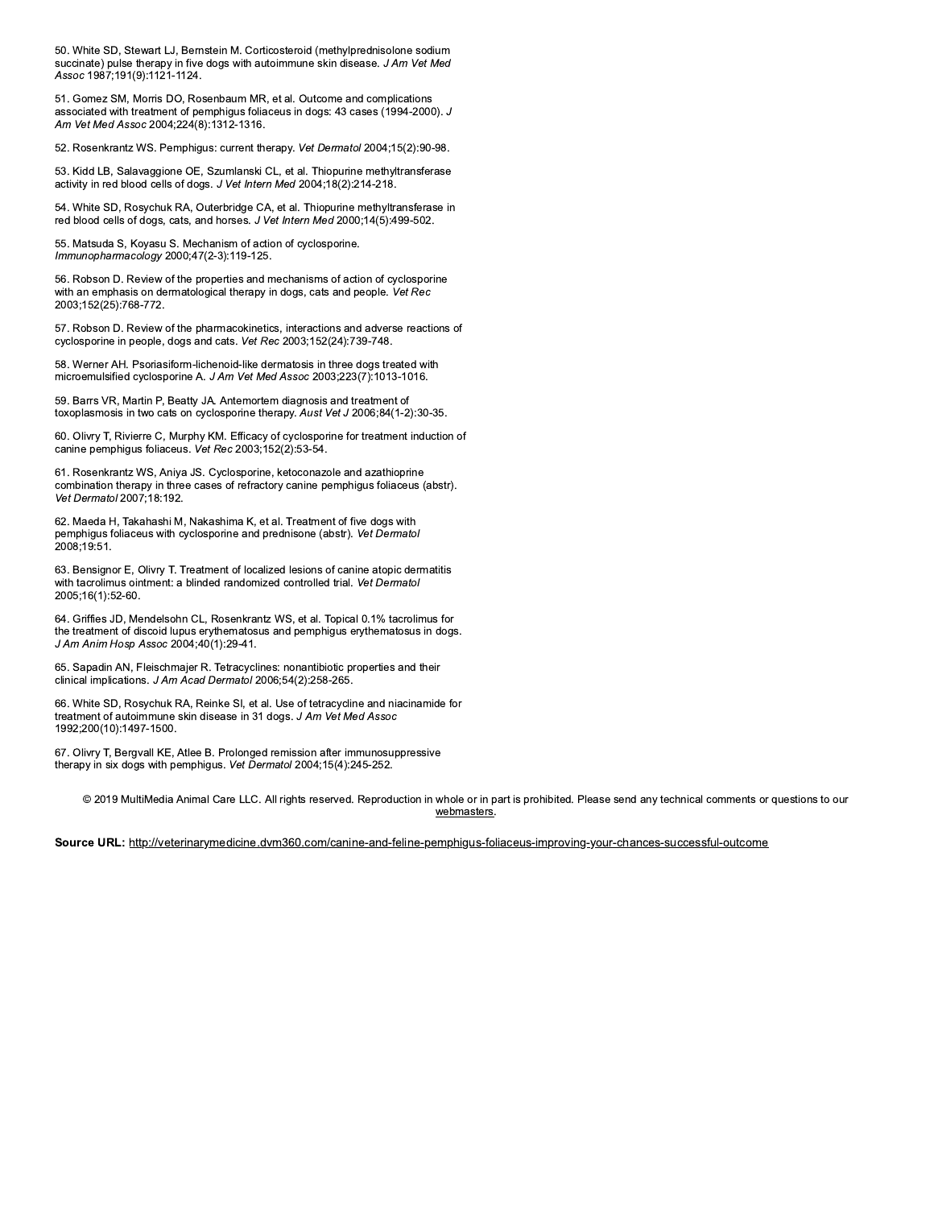50. White SD, Stewart LJ, Bernstein M. Corticosteroid (methylprednisolone sodium succinate) pulse therapy in five dogs with autoimmune skin disease. *J Am Vet Med Assoc* 1987;191(9):1121-1124.

51. Gomez SM, Morris DO, Rosenbaum MR, et al. Outcome and complications associated with treatment of pemphigus foliaceus in dogs: 43 cases (1994-2000). *J Am Vet Med Assoc* 2004;224(8):1312-1316.

52. Rosenkrantz WS. Pemphigus: current therapy. *Vet Dermatol* 2004;15(2):90-98.

53. Kidd LB, Salavaggione OE, Szumlanski CL, et al. Thiopurine methyltransferase activity in red blood cells of dogs. *J Vet Intern Med* 2004;18(2):214-218.

54. White SD, Rosychuk RA, Outerbridge CA, et al. Thiopurine methyltransferase in red blood cells of dogs, cats, and horses. *J Vet Intern Med* 2000;14(5):499-502.

55. Matsuda S, Koyasu S. Mechanism of action of cyclosporine. *Immunopharmacology* 2000;47(2-3):119-125.

56. Robson D. Review of the properties and mechanisms of action of cyclosporine with an emphasis on dermatological therapy in dogs, cats and people. *Vet Rec* 2003;152(25):768-772.

57. Robson D. Review of the pharmacokinetics, interactions and adverse reactions of cyclosporine in people, dogs and cats. *Vet Rec* 2003;152(24):739-748.

58. Werner AH. Psoriasiform-lichenoid-like dermatosis in three dogs treated with microemulsified cyclosporine A. *J Am Vet Med Assoc* 2003;223(7):1013-1016.

59. Barrs VR, Martin P, Beatty JA. Antemortem diagnosis and treatment of toxoplasmosis in two cats on cyclosporine therapy. *Aust Vet J* 2006;84(1-2):30-35.

60. Olivry T, Rivierre C, Murphy KM. Efficacy of cyclosporine for treatment induction of canine pemphigus foliaceus. *Vet Rec* 2003;152(2):53-54.

61. Rosenkrantz WS, Aniya JS. Cyclosporine, ketoconazole and azathioprine combination therapy in three cases of refractory canine pemphigus foliaceus (abstr). *Vet Dermatol* 2007;18:192.

62. Maeda H, Takahashi M, Nakashima K, et al. Treatment of five dogs with pemphigus foliaceus with cyclosporine and prednisone (abstr). *Vet Dermatol* 2008;19:51.

63. Bensignor E, Olivry T. Treatment of localized lesions of canine atopic dermatitis with tacrolimus ointment: a blinded randomized controlled trial. *Vet Dermatol* 2005;16(1):52-60.

64. Griffies JD, Mendelsohn CL, Rosenkrantz WS, et al. Topical 0.1% tacrolimus for the treatment of discoid lupus erythematosus and pemphigus erythematosus in dogs. *J Am Anim Hosp Assoc* 2004;40(1):29-41.

65. Sapadin AN, Fleischmajer R. Tetracyclines: nonantibiotic properties and their clinical implications. *J Am Acad Dermatol* 2006;54(2):258-265.

66. White SD, Rosychuk RA, Reinke SI, et al. Use of tetracycline and niacinamide for treatment of autoimmune skin disease in 31 dogs. *J Am Vet Med Assoc* 1992;200(10):1497-1500.

67. Olivry T, Bergvall KE, Atlee B. Prolonged remission after immunosuppressive therapy in six dogs with pemphigus. *Vet Dermatol* 2004;15(4):245-252.

© 2019 MultiMedia Animal Care LLC. All rights reserved. Reproduction in whole or in part is prohibited. Please send any technical comments or questions to our webmasters.

**Source URL:** http://veterinarymedicine.dvm360.com/canine-and-feline-pemphigus-foliaceus-improving-your-chances-successful-outcome